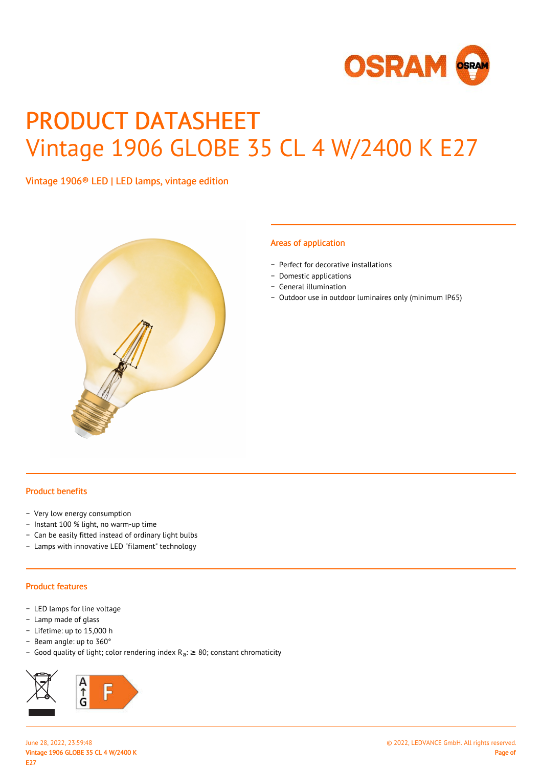# PRODUCT DATASHEET
# Vintage 1906 GLOBE 35 CL 4 W/2400 K E27

Vintage 1906® LED | LED lamps, vintage edition

## Areas of application

- Perfect for decorative installations
- Domestic applications
- General illumination
- Outdoor use in outdoor luminaires only (minimum IP65)

## Product benefits

- Very low energy consumption
- Instant 100 % light, no warm-up time
- Can be easily fitted instead of ordinary light bulbs
- Lamps with innovative LED "filament" technology

## Product features

- LED lamps for line voltage
- Lamp made of glass
- Lifetime: up to 15,000 h
- Beam angle: up to 360°
- Good quality of light; color rendering index $R_a$: ≥ 80; constant chromaticity

A ↑ G F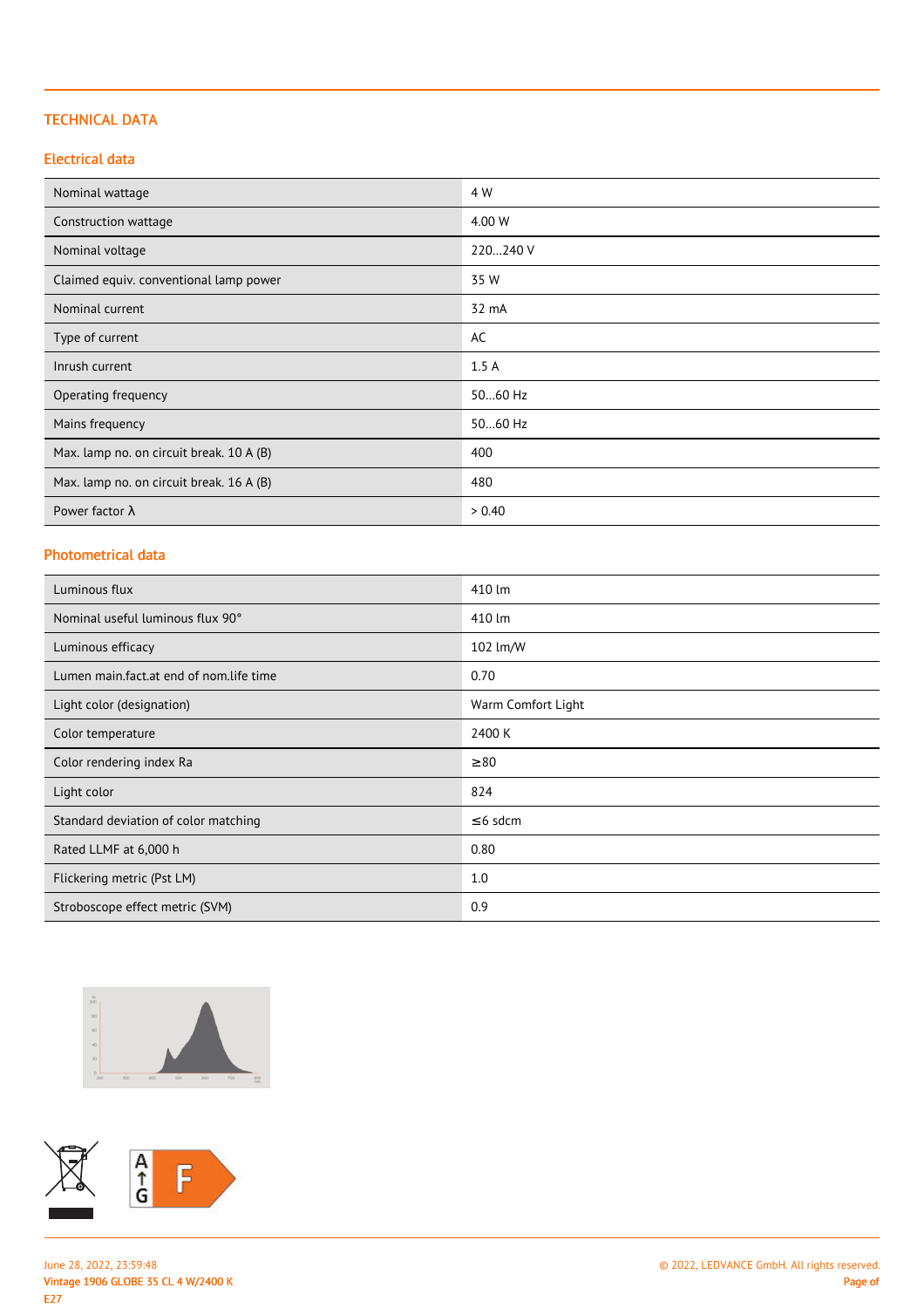## TECHNICAL DATA

### Electrical data

| | |
|---|---|
| Nominal wattage | 4 W |
| Construction wattage | 4.00 W |
| Nominal voltage | 220…240 V |
| Claimed equiv. conventional lamp power | 35 W |
| Nominal current | 32 mA |
| Type of current | AC |
| Inrush current | 1.5 A |
| Operating frequency | 50…60 Hz |
| Mains frequency | 50…60 Hz |
| Max. lamp no. on circuit break. 10 A (B) | 400 |
| Max. lamp no. on circuit break. 16 A (B) | 480 |
| Power factor λ | > 0.40 |

### Photometrical data

| | |
|---|---|
| Luminous flux | 410 lm |
| Nominal useful luminous flux 90° | 410 lm |
| Luminous efficacy | 102 lm/W |
| Lumen main.fact.at end of nom.life time | 0.70 |
| Light color (designation) | Warm Comfort Light |
| Color temperature | 2400 K |
| Color rendering index Ra | ≥80 |
| Light color | 824 |
| Standard deviation of color matching | ≤6 sdcm |
| Rated LLMF at 6,000 h | 0.80 |
| Flickering metric (Pst LM) | 1.0 |
| Stroboscope effect metric (SVM) | 0.9 |

Vintage 1906 GLOBE 35 CL 4 W/2400 K E27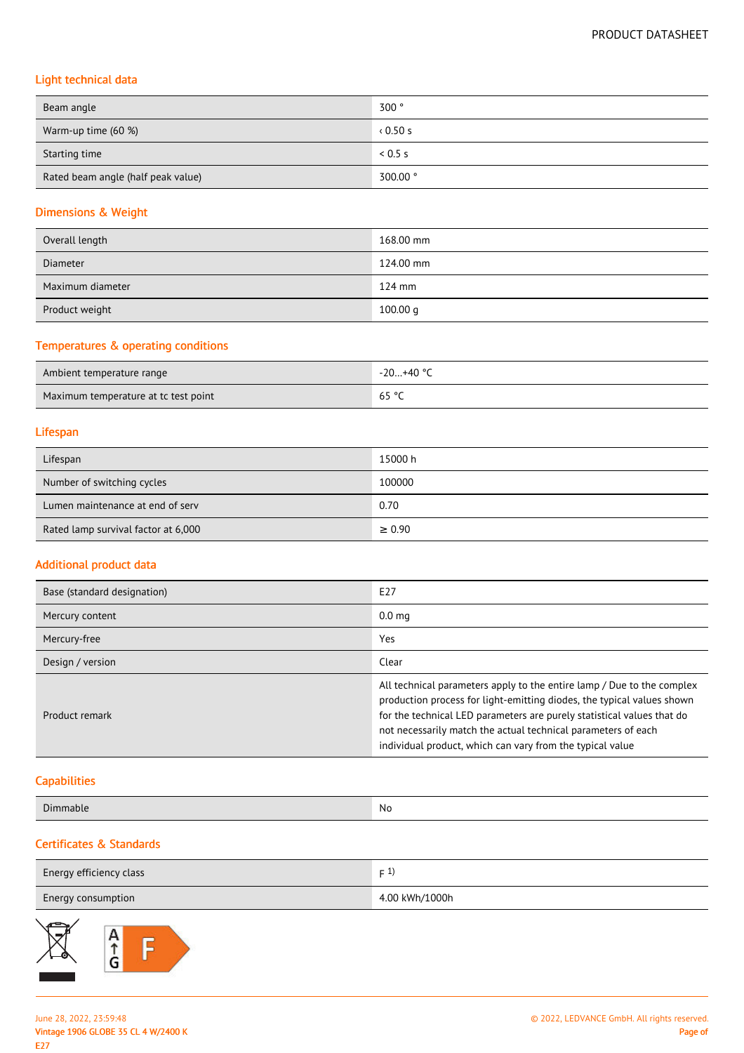## Light technical data

| | |
|---|---|
| Beam angle | 300 ° |
| Warm-up time (60 %) | ‹ 0.50 s |
| Starting time | < 0.5 s |
| Rated beam angle (half peak value) | 300.00 ° |

## Dimensions & Weight

| | |
|---|---|
| Overall length | 168.00 mm |
| Diameter | 124.00 mm |
| Maximum diameter | 124 mm |
| Product weight | 100.00 g |

## Temperatures & operating conditions

| | |
|---|---|
| Ambient temperature range | -20…+40 °C |
| Maximum temperature at tc test point | 65 °C |

## Lifespan

| | |
|---|---|
| Lifespan | 15000 h |
| Number of switching cycles | 100000 |
| Lumen maintenance at end of serv | 0.70 |
| Rated lamp survival factor at 6,000 | ≥ 0.90 |

## Additional product data

| | |
|---|---|
| Base (standard designation) | E27 |
| Mercury content | 0.0 mg |
| Mercury-free | Yes |
| Design / version | Clear |
| Product remark | All technical parameters apply to the entire lamp / Due to the complex production process for light-emitting diodes, the typical values shown for the technical LED parameters are purely statistical values that do not necessarily match the actual technical parameters of each individual product, which can vary from the typical value |

## Capabilities

| | |
|---|---|
| Dimmable | No |

## Certificates & Standards

| | |
|---|---|
| Energy efficiency class | F [1] |
| Energy consumption | 4.00 kWh/1000h |

June 28, 2022, 23:59:48
**Vintage 1906 GLOBE 35 CL 4 W/2400 K**
E27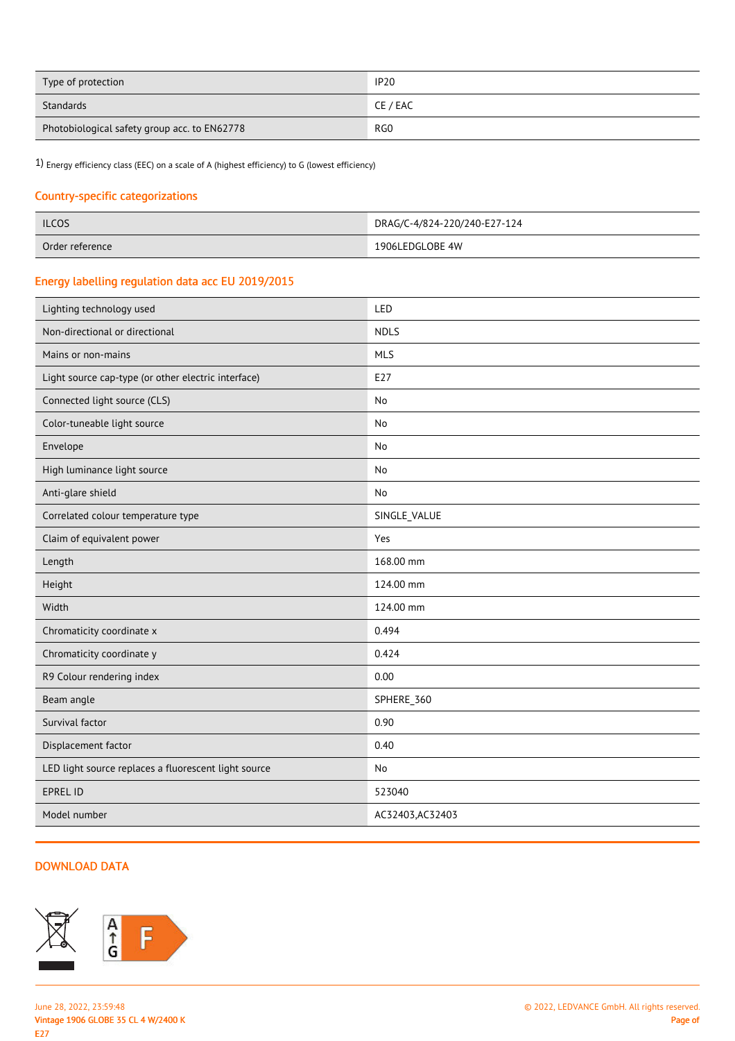| Type of protection | IP20 |
|---|---|
| Standards | CE / EAC |
| Photobiological safety group acc. to EN62778 | RG0 |

1) Energy efficiency class (EEC) on a scale of A (highest efficiency) to G (lowest efficiency)

## Country-specific categorizations

| ILCOS | DRAG/C-4/824-220/240-E27-124 |
|---|---|
| Order reference | 1906LEDGLOBE 4W |

## Energy labelling regulation data acc EU 2019/2015

| Lighting technology used | LED |
|---|---|
| Non-directional or directional | NDLS |
| Mains or non-mains | MLS |
| Light source cap-type (or other electric interface) | E27 |
| Connected light source (CLS) | No |
| Color-tuneable light source | No |
| Envelope | No |
| High luminance light source | No |
| Anti-glare shield | No |
| Correlated colour temperature type | SINGLE_VALUE |
| Claim of equivalent power | Yes |
| Length | 168.00 mm |
| Height | 124.00 mm |
| Width | 124.00 mm |
| Chromaticity coordinate x | 0.494 |
| Chromaticity coordinate y | 0.424 |
| R9 Colour rendering index | 0.00 |
| Beam angle | SPHERE_360 |
| Survival factor | 0.90 |
| Displacement factor | 0.40 |
| LED light source replaces a fluorescent light source | No |
| EPREL ID | 523040 |
| Model number | AC32403,AC32403 |

## DOWNLOAD DATA

A ↑ G F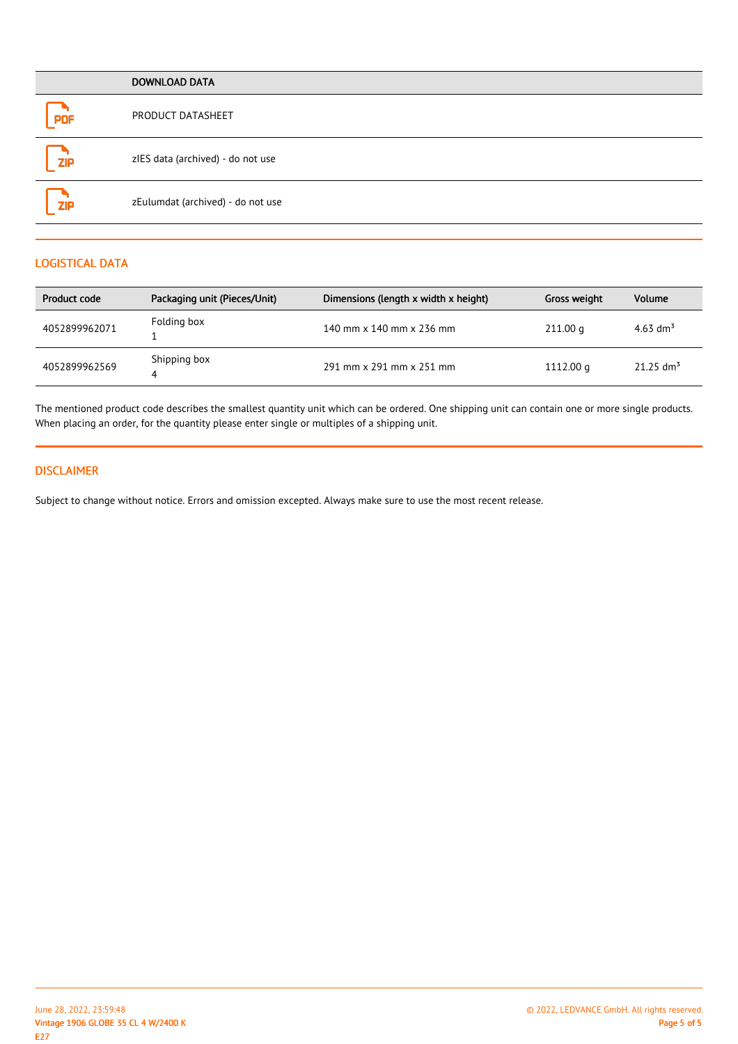| | DOWNLOAD DATA |
|---|---|
| PDF | PRODUCT DATASHEET |
| ZIP | zIES data (archived) - do not use |
| ZIP | zEulumdat (archived) - do not use |

## LOGISTICAL DATA

| Product code | Packaging unit (Pieces/Unit) | Dimensions (length x width x height) | Gross weight | Volume |
|---|---|---|---|---|
| 4052899962071 | Folding box 1 | 140 mm x 140 mm x 236 mm | 211.00 g | 4.63 $dm^3$ |
| 4052899962569 | Shipping box 4 | 291 mm x 291 mm x 251 mm | 1112.00 g | 21.25 $dm^3$ |

The mentioned product code describes the smallest quantity unit which can be ordered. One shipping unit can contain one or more single products. When placing an order, for the quantity please enter single or multiples of a shipping unit.

## DISCLAIMER

Subject to change without notice. Errors and omission excepted. Always make sure to use the most recent release.